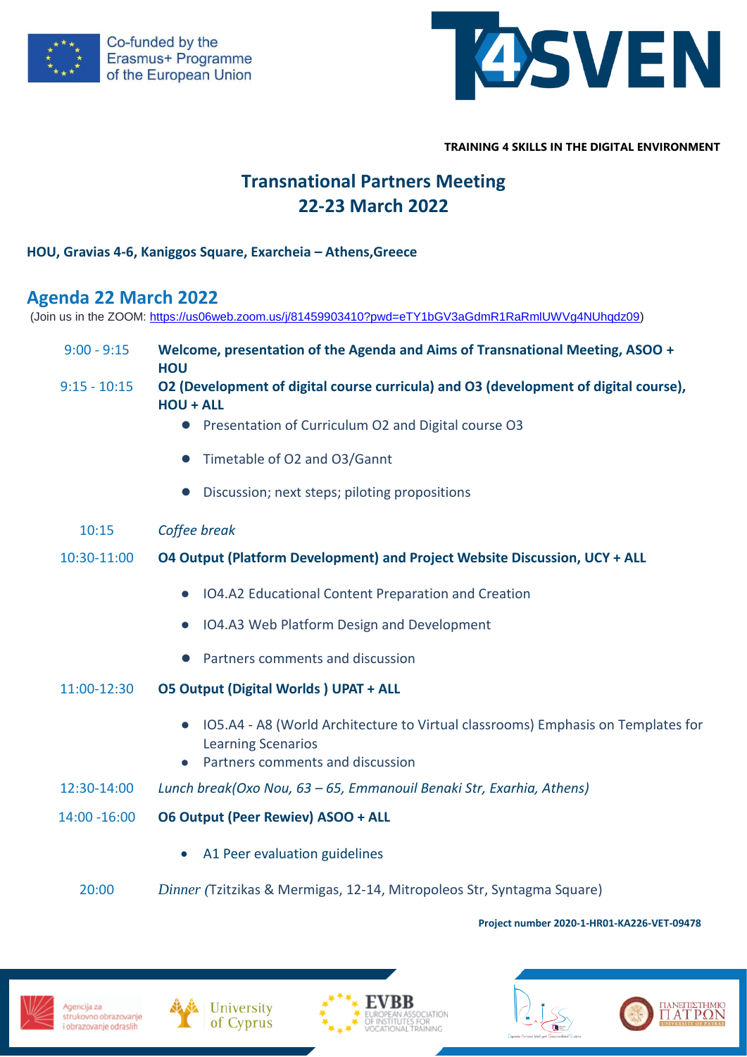Co-funded by the Erasmus+ Programme of the European Union

T4SVEN

**TRAINING 4 SKILLS IN THE DIGITAL ENVIRONMENT**

# Transnational Partners Meeting
# 22-23 March 2022

**HOU, Gravias 4-6, Kaniggos Square, Exarcheia – Athens,Greece**

## Agenda 22 March 2022

(Join us in the ZOOM: https://us06web.zoom.us/j/81459903410?pwd=eTY1bGV3aGdmR1RaRmlUWVg4NUhqdz09)

9:00 - 9:15 **Welcome, presentation of the Agenda and Aims of Transnational Meeting, ASOO + HOU**

9:15 - 10:15 **O2 (Development of digital course curricula) and O3 (development of digital course), HOU + ALL**

- Presentation of Curriculum O2 and Digital course O3
- Timetable of O2 and O3/Gannt
- Discussion; next steps; piloting propositions

10:15 *Coffee break*

10:30-11:00 **O4 Output (Platform Development) and Project Website Discussion, UCY + ALL**

- IO4.A2 Educational Content Preparation and Creation
- IO4.A3 Web Platform Design and Development
- Partners comments and discussion

11:00-12:30 **O5 Output (Digital Worlds ) UPAT + ALL**

- IO5.A4 - A8 (World Architecture to Virtual classrooms) Emphasis on Templates for Learning Scenarios
- Partners comments and discussion

12:30-14:00 *Lunch break(Oxo Nou, 63 – 65, Emmanouil Benaki Str, Exarhia, Athens)*

14:00 -16:00 **O6 Output (Peer Rewiev) ASOO + ALL**

- A1 Peer evaluation guidelines

20:00 *Dinner (*Tzitzikas & Mermigas, 12-14, Mitropoleos Str, Syntagma Square)

**Project number 2020-1-HR01-KA226-VET-09478**

Agencija za strukovno obrazovanje i obrazovanje odraslih | University of Cyprus | EVBB European Association of Institutes for Vocational Training | ΠΑΝΕΠΙΣΤΗΜΙΟ ΠΑΤΡΩΝ UNIVERSITY OF PATRAS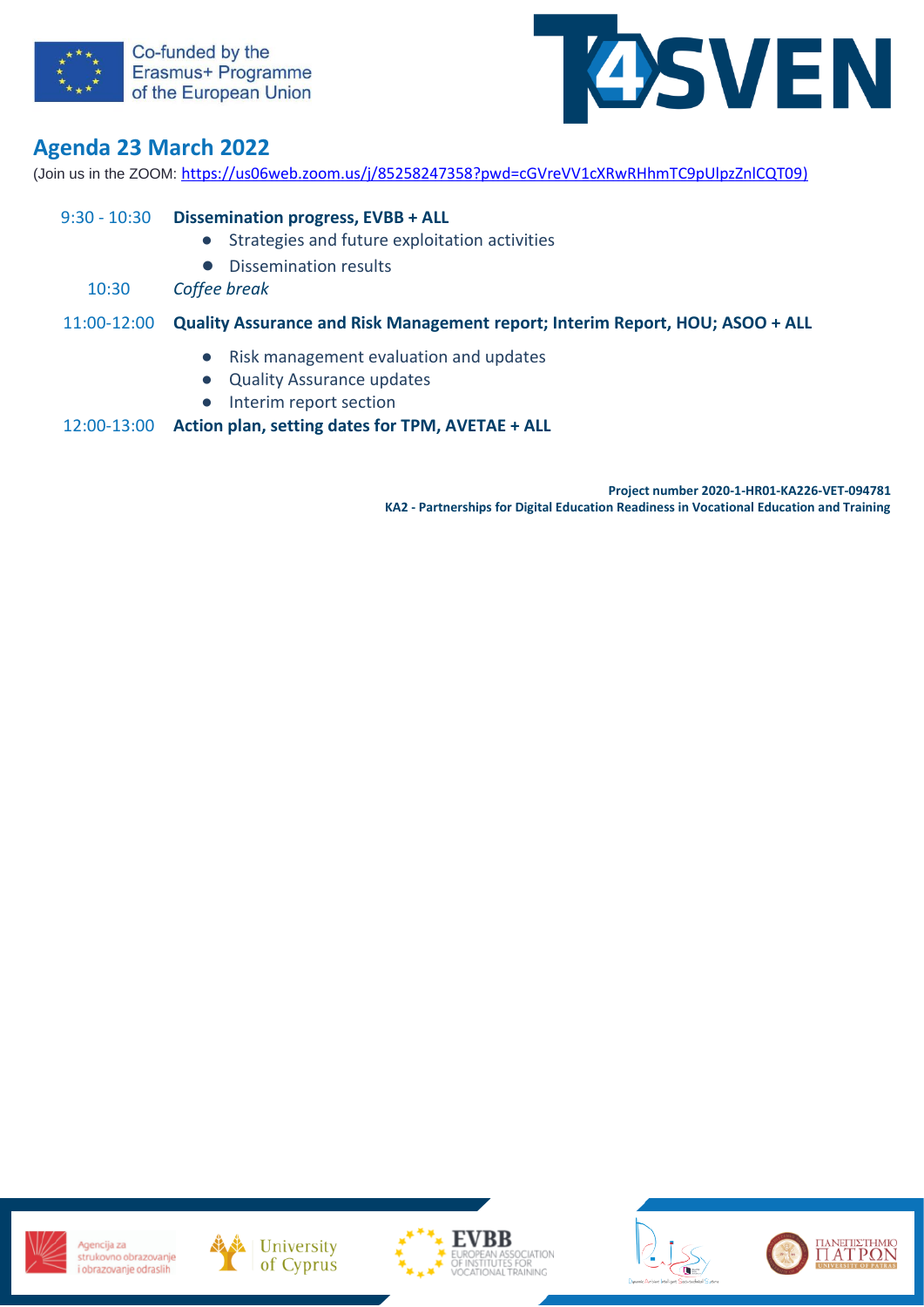Co-funded by the Erasmus+ Programme of the European Union

## Agenda 23 March 2022

(Join us in the ZOOM: https://us06web.zoom.us/j/85258247358?pwd=cGVreVV1cXRwRHhmTC9pUlpzZnlCQT09)

9:30 - 10:30 **Dissemination progress, EVBB + ALL**

- Strategies and future exploitation activities
- Dissemination results

10:30 *Coffee break*

11:00-12:00 **Quality Assurance and Risk Management report; Interim Report, HOU; ASOO + ALL**

- Risk management evaluation and updates
- Quality Assurance updates
- Interim report section

12:00-13:00 **Action plan, setting dates for TPM, AVETAE + ALL**

**Project number 2020-1-HR01-KA226-VET-094781**
**KA2 - Partnerships for Digital Education Readiness in Vocational Education and Training**